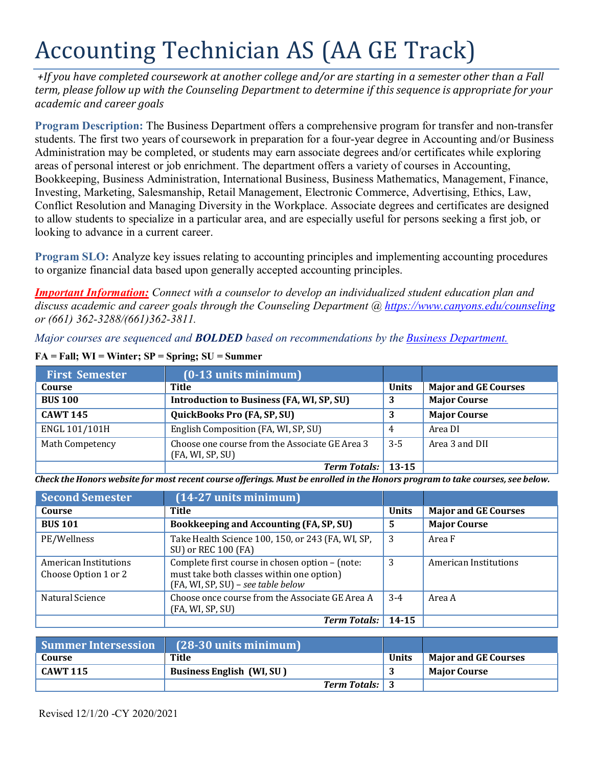# Accounting Technician AS (AA GE Track)

*+If you have completed coursework at another college and/or are starting in a semester other than a Fall term, please follow up with the Counseling Department to determine if this sequence is appropriate for your academic and career goals*

**Program Description:** The Business Department offers a comprehensive program for transfer and non-transfer students. The first two years of coursework in preparation for a four-year degree in Accounting and/or Business Administration may be completed, or students may earn associate degrees and/or certificates while exploring areas of personal interest or job enrichment. The department offers a variety of courses in Accounting, Bookkeeping, Business Administration, International Business, Business Mathematics, Management, Finance, Investing, Marketing, Salesmanship, Retail Management, Electronic Commerce, Advertising, Ethics, Law, Conflict Resolution and Managing Diversity in the Workplace. Associate degrees and certificates are designed to allow students to specialize in a particular area, and are especially useful for persons seeking a first job, or looking to advance in a current career.

**Program SLO:** Analyze key issues relating to accounting principles and implementing accounting procedures to organize financial data based upon generally accepted accounting principles.

***Important Information:*** *Connect with a counselor to develop an individualized student education plan and discuss academic and career goals through the Counseling Department @ https://www.canyons.edu/counseling or (661) 362-3288/(661)362-3811.*

*Major courses are sequenced and **BOLDED** based on recommendations by the Business Department.*

**FA = Fall; WI = Winter; SP = Spring; SU = Summer**

| First Semester | (0-13 units minimum) | | |
|---|---|---|---|
| **Course** | **Title** | **Units** | **Major and GE Courses** |
| **BUS 100** | **Introduction to Business (FA, WI, SP, SU)** | **3** | **Major Course** |
| **CAWT 145** | **QuickBooks Pro (FA, SP, SU)** | **3** | **Major Course** |
| ENGL 101/101H | English Composition (FA, WI, SP, SU) | 4 | Area DI |
| Math Competency | Choose one course from the Associate GE Area 3 (FA, WI, SP, SU) | 3-5 | Area 3 and DII |
| | ***Term Totals:*** | **13-15** | |

***Check the Honors website for most recent course offerings. Must be enrolled in the Honors program to take courses, see below.***

| Second Semester | (14-27 units minimum) | | |
|---|---|---|---|
| **Course** | **Title** | **Units** | **Major and GE Courses** |
| **BUS 101** | **Bookkeeping and Accounting (FA, SP, SU)** | **5** | **Major Course** |
| PE/Wellness | Take Health Science 100, 150, or 243 (FA, WI, SP, SU) or REC 100 (FA) | 3 | Area F |
| American Institutions Choose Option 1 or 2 | Complete first course in chosen option – (note: must take both classes within one option) (FA, WI, SP, SU) – *see table below* | 3 | American Institutions |
| Natural Science | Choose once course from the Associate GE Area A (FA, WI, SP, SU) | 3-4 | Area A |
| | ***Term Totals:*** | **14-15** | |

| Summer Intersession | (28-30 units minimum) | | |
|---|---|---|---|
| **Course** | **Title** | **Units** | **Major and GE Courses** |
| **CAWT 115** | **Business English (WI, SU )** | **3** | **Major Course** |
| | ***Term Totals:*** | **3** | |

Revised 12/1/20 -CY 2020/2021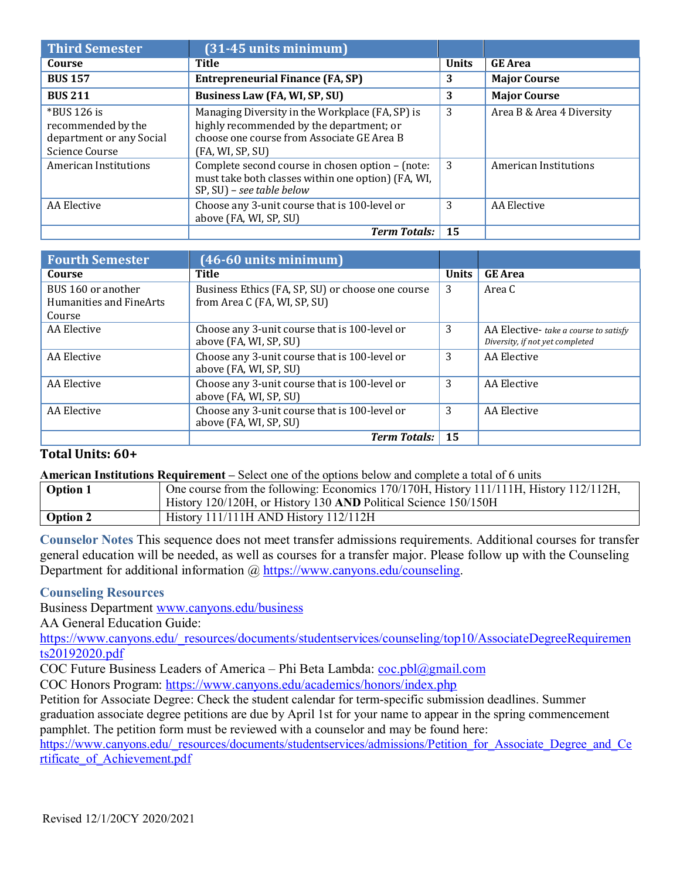| Third Semester | (31-45 units minimum) | | |
|---|---|---|---|
| **Course** | **Title** | **Units** | **GE Area** |
| **BUS 157** | **Entrepreneurial Finance (FA, SP)** | **3** | **Major Course** |
| **BUS 211** | **Business Law (FA, WI, SP, SU)** | **3** | **Major Course** |
| *BUS 126 is recommended by the department or any Social Science Course | Managing Diversity in the Workplace (FA, SP) is highly recommended by the department; or choose one course from Associate GE Area B (FA, WI, SP, SU) | 3 | Area B & Area 4 Diversity |
| American Institutions | Complete second course in chosen option – (note: must take both classes within one option) (FA, WI, SP, SU) – *see table below* | 3 | American Institutions |
| AA Elective | Choose any 3-unit course that is 100-level or above (FA, WI, SP, SU) | 3 | AA Elective |
| | ***Term Totals:*** | **15** | |

| Fourth Semester | (46-60 units minimum) | | |
|---|---|---|---|
| **Course** | **Title** | **Units** | **GE Area** |
| BUS 160 or another Humanities and FineArts Course | Business Ethics (FA, SP, SU) or choose one course from Area C (FA, WI, SP, SU) | 3 | Area C |
| AA Elective | Choose any 3-unit course that is 100-level or above (FA, WI, SP, SU) | 3 | AA Elective- *take a course to satisfy Diversity, if not yet completed* |
| AA Elective | Choose any 3-unit course that is 100-level or above (FA, WI, SP, SU) | 3 | AA Elective |
| AA Elective | Choose any 3-unit course that is 100-level or above (FA, WI, SP, SU) | 3 | AA Elective |
| AA Elective | Choose any 3-unit course that is 100-level or above (FA, WI, SP, SU) | 3 | AA Elective |
| | ***Term Totals:*** | **15** | |

**Total Units: 60+**

**American Institutions Requirement** – Select one of the options below and complete a total of 6 units

| | |
|---|---|
| **Option 1** | One course from the following: Economics 170/170H, History 111/111H, History 112/112H, History 120/120H, or History 130 **AND** Political Science 150/150H |
| **Option 2** | History 111/111H AND History 112/112H |

**Counselor Notes** This sequence does not meet transfer admissions requirements. Additional courses for transfer general education will be needed, as well as courses for a transfer major. Please follow up with the Counseling Department for additional information @ https://www.canyons.edu/counseling.

**Counseling Resources**

Business Department www.canyons.edu/business

AA General Education Guide:
https://www.canyons.edu/_resources/documents/studentservices/counseling/top10/AssociateDegreeRequirements20192020.pdf

COC Future Business Leaders of America – Phi Beta Lambda: coc.pbl@gmail.com

COC Honors Program: https://www.canyons.edu/academics/honors/index.php

Petition for Associate Degree: Check the student calendar for term-specific submission deadlines. Summer graduation associate degree petitions are due by April 1st for your name to appear in the spring commencement pamphlet. The petition form must be reviewed with a counselor and may be found here:
https://www.canyons.edu/_resources/documents/studentservices/admissions/Petition_for_Associate_Degree_and_Certificate_of_Achievement.pdf

Revised 12/1/20CY 2020/2021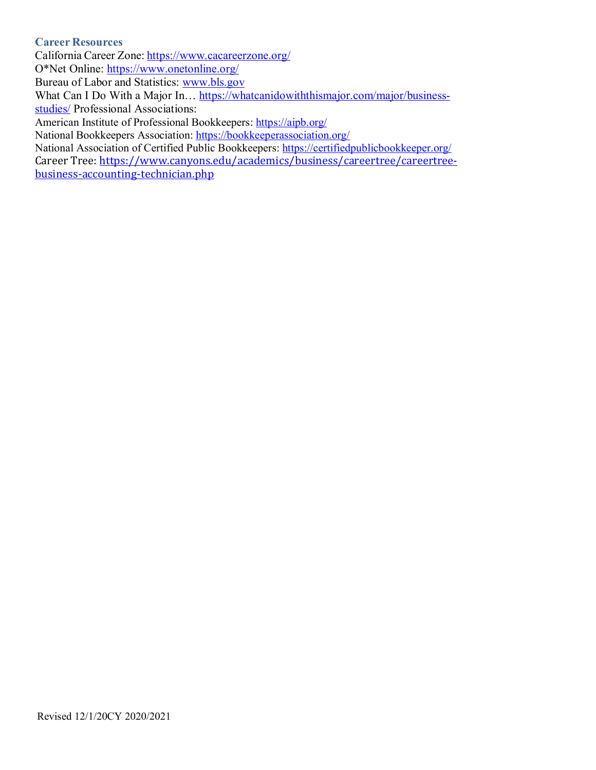### Career Resources

California Career Zone: https://www.cacareerzone.org/
O*Net Online: https://www.onetonline.org/
Bureau of Labor and Statistics: www.bls.gov
What Can I Do With a Major In… https://whatcanidowiththismajor.com/major/business-studies/ Professional Associations:
American Institute of Professional Bookkeepers: https://aipb.org/
National Bookkeepers Association: https://bookkeeperassociation.org/
National Association of Certified Public Bookkeepers: https://certifiedpublicbookkeeper.org/
Career Tree: https://www.canyons.edu/academics/business/careertree/careertree-business-accounting-technician.php

Revised 12/1/20CY 2020/2021